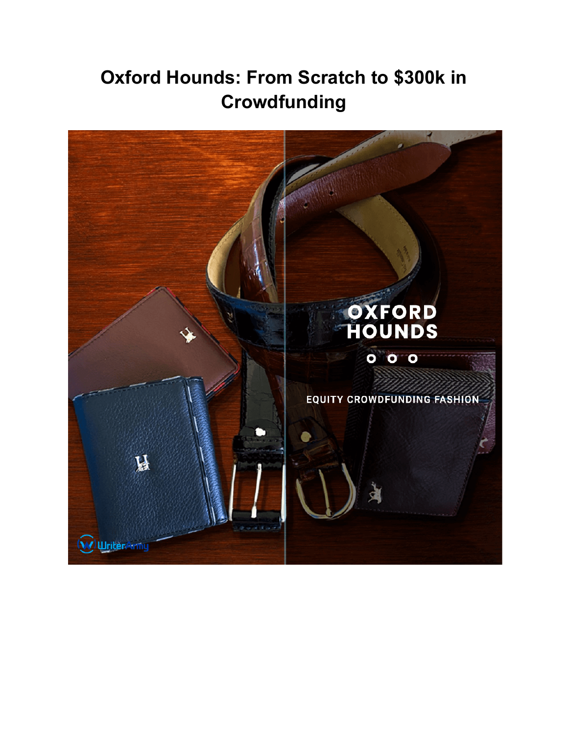# Oxford Hounds: From Scratch to $300k in Crowdfunding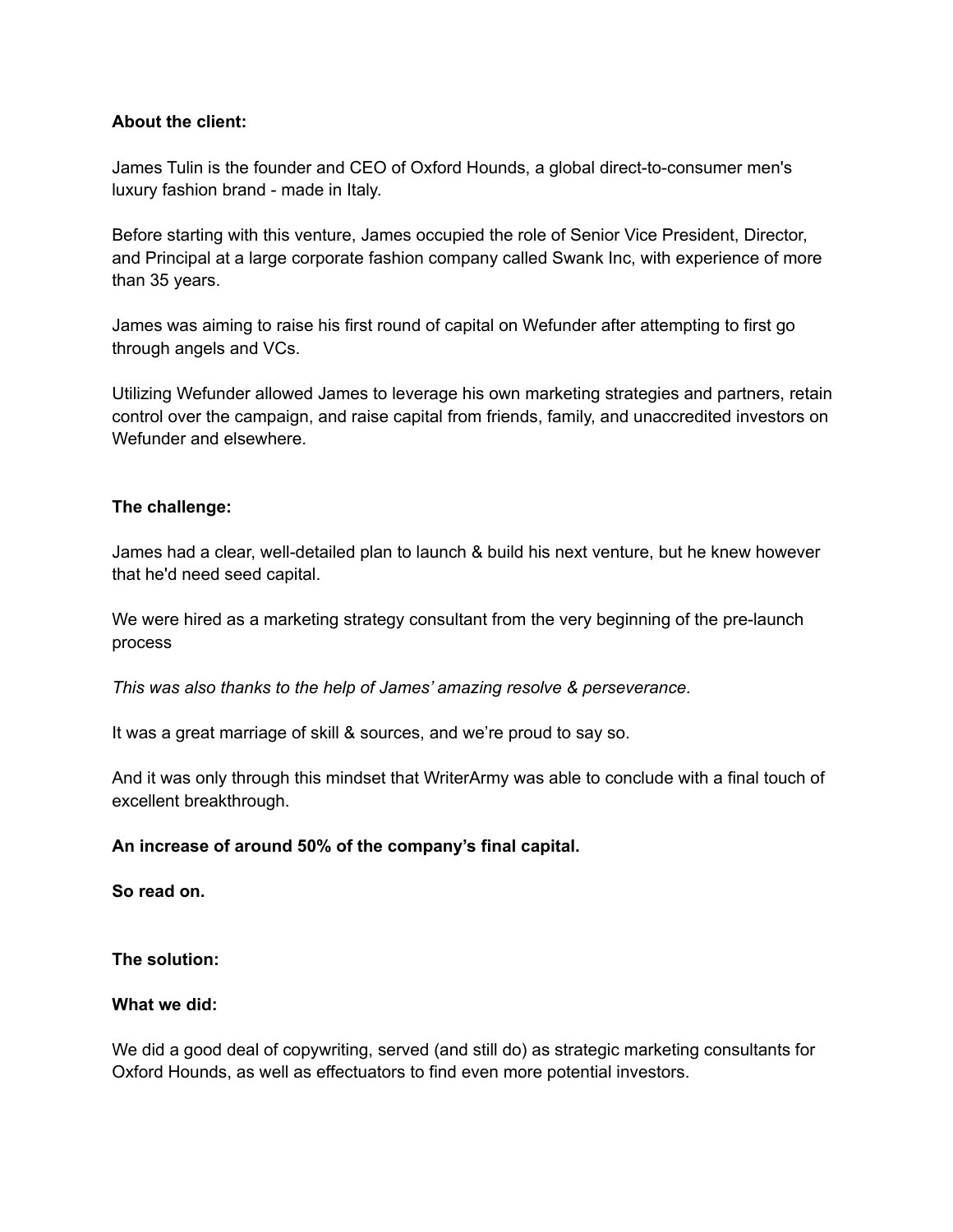**About the client:**

James Tulin is the founder and CEO of Oxford Hounds, a global direct-to-consumer men's luxury fashion brand - made in Italy.

Before starting with this venture, James occupied the role of Senior Vice President, Director, and Principal at a large corporate fashion company called Swank Inc, with experience of more than 35 years.

James was aiming to raise his first round of capital on Wefunder after attempting to first go through angels and VCs.

Utilizing Wefunder allowed James to leverage his own marketing strategies and partners, retain control over the campaign, and raise capital from friends, family, and unaccredited investors on Wefunder and elsewhere.

**The challenge:**

James had a clear, well-detailed plan to launch & build his next venture, but he knew however that he'd need seed capital.

We were hired as a marketing strategy consultant from the very beginning of the pre-launch process

*This was also thanks to the help of James' amazing resolve & perseverance.*

It was a great marriage of skill & sources, and we're proud to say so.

And it was only through this mindset that WriterArmy was able to conclude with a final touch of excellent breakthrough.

**An increase of around 50% of the company's final capital.**

**So read on.**

**The solution:**

**What we did:**

We did a good deal of copywriting, served (and still do) as strategic marketing consultants for Oxford Hounds, as well as effectuators to find even more potential investors.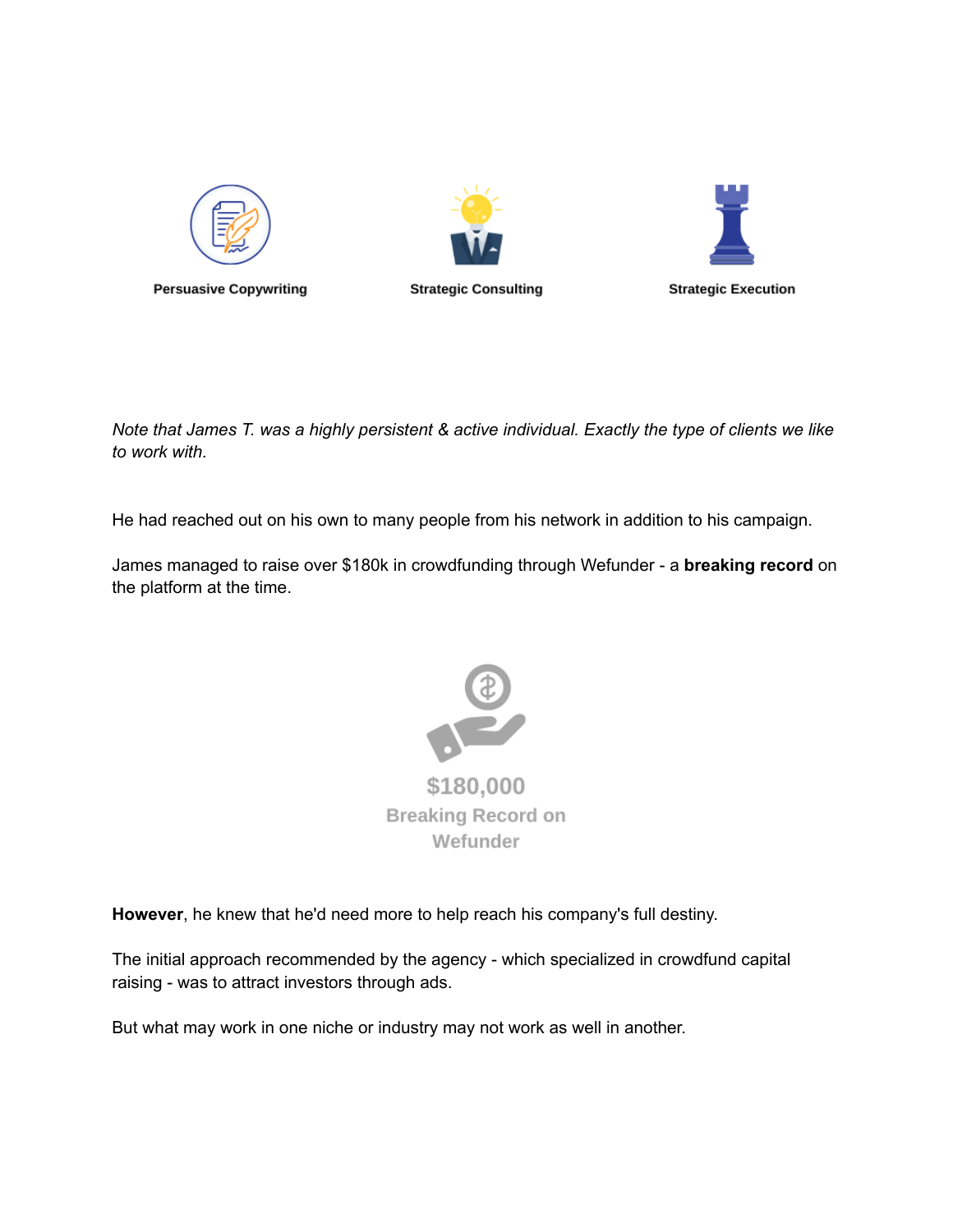**Persuasive Copywriting**

**Strategic Consulting**

**Strategic Execution**

*Note that James T. was a highly persistent & active individual. Exactly the type of clients we like to work with.*

He had reached out on his own to many people from his network in addition to his campaign.

James managed to raise over $180k in crowdfunding through Wefunder - a **breaking record** on the platform at the time.

**$180,000**

**Breaking Record on Wefunder**

**However**, he knew that he'd need more to help reach his company's full destiny.

The initial approach recommended by the agency - which specialized in crowdfund capital raising - was to attract investors through ads.

But what may work in one niche or industry may not work as well in another.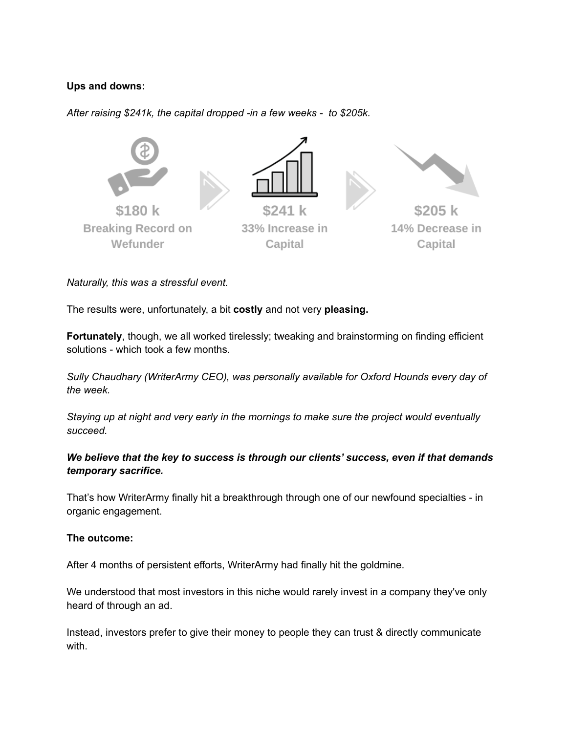**Ups and downs:**

*After raising $241k, the capital dropped -in a few weeks -  to $205k.*

$180 k
Breaking Record on Wefunder

$241 k
33% Increase in Capital

$205 k
14% Decrease in Capital

*Naturally, this was a stressful event.*

The results were, unfortunately, a bit **costly** and not very **pleasing.**

**Fortunately**, though, we all worked tirelessly; tweaking and brainstorming on finding efficient solutions - which took a few months.

*Sully Chaudhary (WriterArmy CEO), was personally available for Oxford Hounds every day of the week.*

*Staying up at night and very early in the mornings to make sure the project would eventually succeed.*

***We believe that the key to success is through our clients' success, even if that demands temporary sacrifice.***

That's how WriterArmy finally hit a breakthrough through one of our newfound specialties - in organic engagement.

**The outcome:**

After 4 months of persistent efforts, WriterArmy had finally hit the goldmine.

We understood that most investors in this niche would rarely invest in a company they've only heard of through an ad.

Instead, investors prefer to give their money to people they can trust & directly communicate with.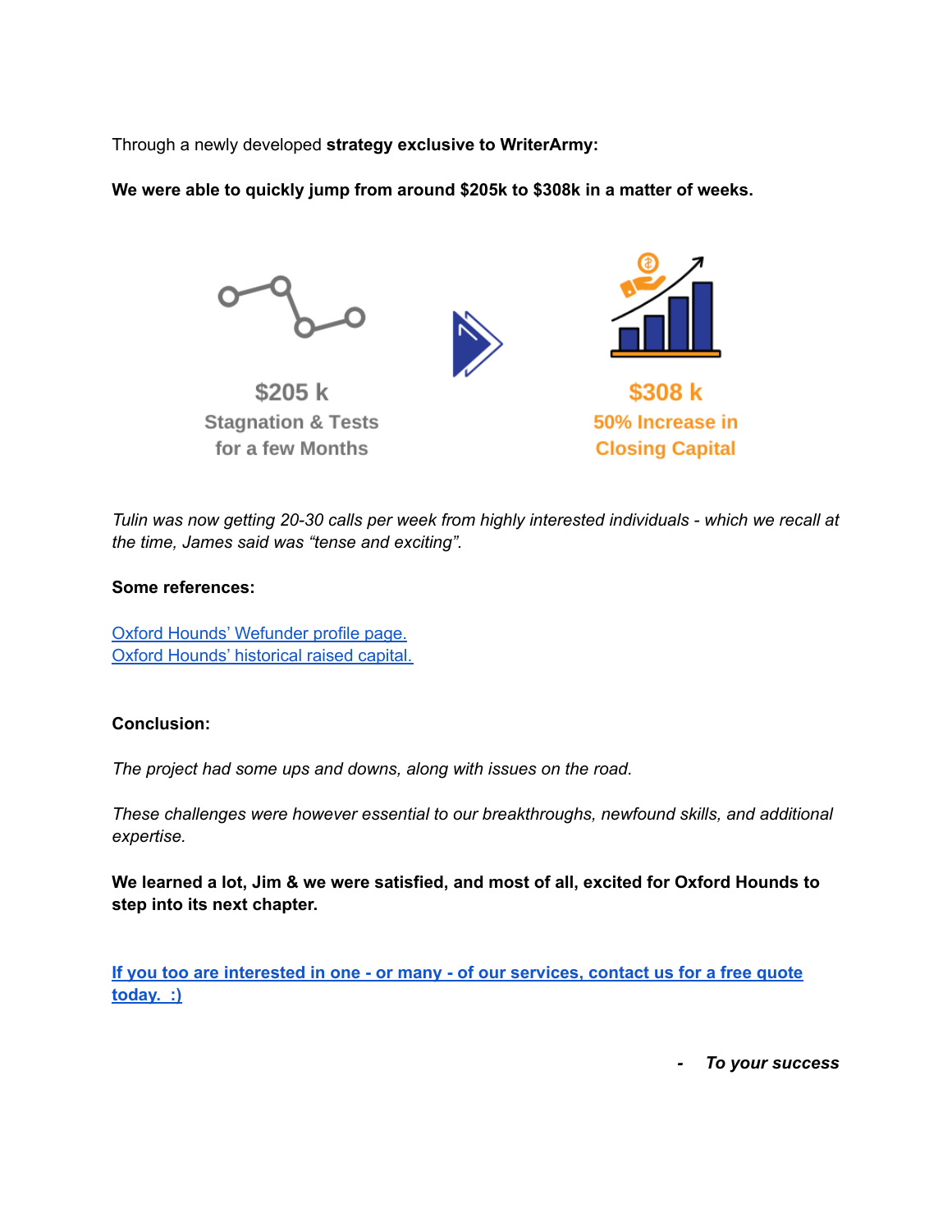Through a newly developed **strategy exclusive to WriterArmy:**

**We were able to quickly jump from around $205k to $308k in a matter of weeks.**

$205 k
Stagnation & Tests
for a few Months

$308 k
50% Increase in
Closing Capital

*Tulin was now getting 20-30 calls per week from highly interested individuals - which we recall at the time, James said was "tense and exciting".*

**Some references:**

[Oxford Hounds' Wefunder profile page.]()
[Oxford Hounds' historical raised capital.]()

**Conclusion:**

*The project had some ups and downs, along with issues on the road.*

*These challenges were however essential to our breakthroughs, newfound skills, and additional expertise.*

**We learned a lot, Jim & we were satisfied, and most of all, excited for Oxford Hounds to step into its next chapter.**

[**If you too are interested in one - or many - of our services, contact us for a free quote today. :)**]()

- ***To your success***